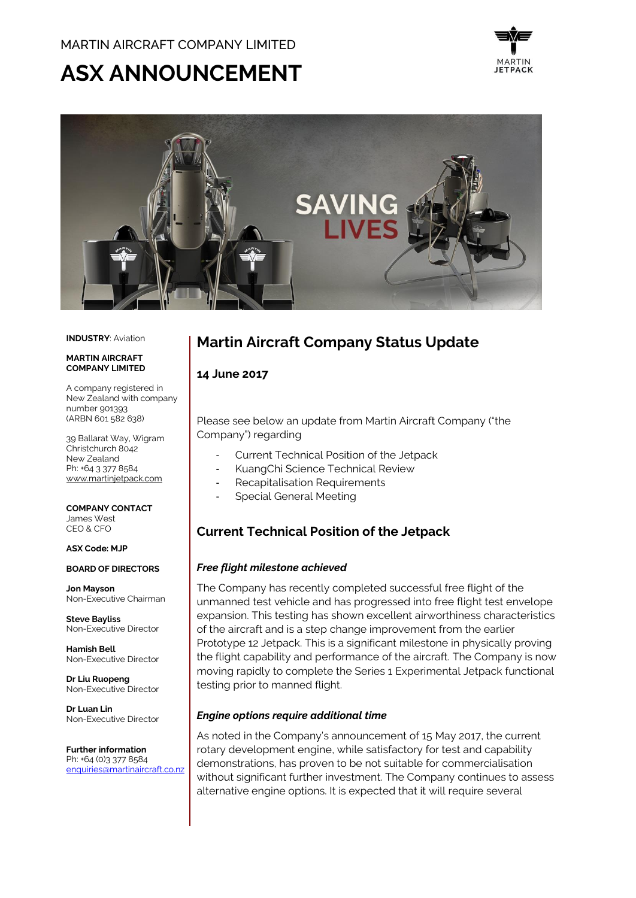MARTIN AIRCRAFT COMPANY LIMITED

# ASX ANNOUNCEMENT

**INDUSTRY**: Aviation

**MARTIN AIRCRAFT COMPANY LIMITED**

A company registered in New Zealand with company number 901393 (ARBN 601 582 638)

39 Ballarat Way, Wigram
Christchurch 8042
New Zealand
Ph: +64 3 377 8584
www.martinjetpack.com

**COMPANY CONTACT**
James West
CEO & CFO

**ASX Code: MJP**

**BOARD OF DIRECTORS**

**Jon Mayson**
Non-Executive Chairman

**Steve Bayliss**
Non-Executive Director

**Hamish Bell**
Non-Executive Director

**Dr Liu Ruopeng**
Non-Executive Director

**Dr Luan Lin**
Non-Executive Director

**Further information**
Ph: +64 (0)3 377 8584
enquiries@martinaircraft.co.nz

## Martin Aircraft Company Status Update

### 14 June 2017

Please see below an update from Martin Aircraft Company ("the Company") regarding

- Current Technical Position of the Jetpack
- KuangChi Science Technical Review
- Recapitalisation Requirements
- Special General Meeting

## Current Technical Position of the Jetpack

### *Free flight milestone achieved*

The Company has recently completed successful free flight of the unmanned test vehicle and has progressed into free flight test envelope expansion. This testing has shown excellent airworthiness characteristics of the aircraft and is a step change improvement from the earlier Prototype 12 Jetpack. This is a significant milestone in physically proving the flight capability and performance of the aircraft. The Company is now moving rapidly to complete the Series 1 Experimental Jetpack functional testing prior to manned flight.

### *Engine options require additional time*

As noted in the Company's announcement of 15 May 2017, the current rotary development engine, while satisfactory for test and capability demonstrations, has proven to be not suitable for commercialisation without significant further investment. The Company continues to assess alternative engine options. It is expected that it will require several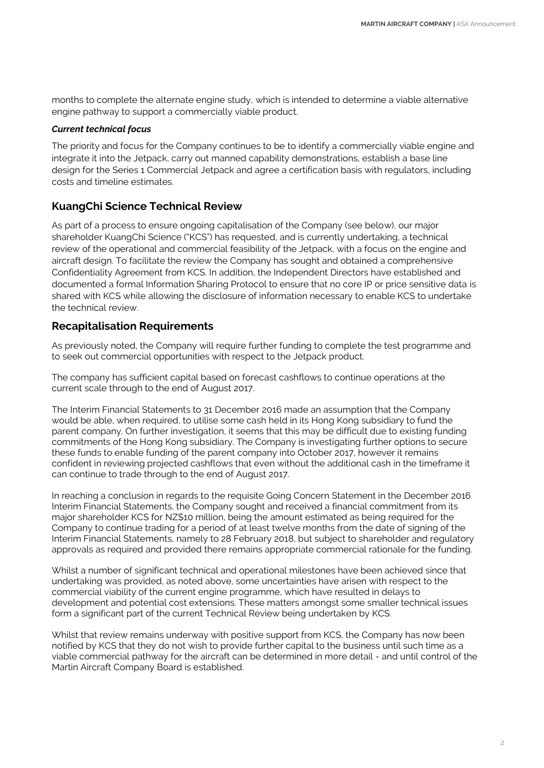months to complete the alternate engine study, which is intended to determine a viable alternative engine pathway to support a commercially viable product.

***Current technical focus***

The priority and focus for the Company continues to be to identify a commercially viable engine and integrate it into the Jetpack, carry out manned capability demonstrations, establish a base line design for the Series 1 Commercial Jetpack and agree a certification basis with regulators, including costs and timeline estimates.

## KuangChi Science Technical Review

As part of a process to ensure ongoing capitalisation of the Company (see below), our major shareholder KuangChi Science ("KCS") has requested, and is currently undertaking, a technical review of the operational and commercial feasibility of the Jetpack, with a focus on the engine and aircraft design. To facilitate the review the Company has sought and obtained a comprehensive Confidentiality Agreement from KCS. In addition, the Independent Directors have established and documented a formal Information Sharing Protocol to ensure that no core IP or price sensitive data is shared with KCS while allowing the disclosure of information necessary to enable KCS to undertake the technical review.

## Recapitalisation Requirements

As previously noted, the Company will require further funding to complete the test programme and to seek out commercial opportunities with respect to the Jetpack product.

The company has sufficient capital based on forecast cashflows to continue operations at the current scale through to the end of August 2017.

The Interim Financial Statements to 31 December 2016 made an assumption that the Company would be able, when required, to utilise some cash held in its Hong Kong subsidiary to fund the parent company. On further investigation, it seems that this may be difficult due to existing funding commitments of the Hong Kong subsidiary. The Company is investigating further options to secure these funds to enable funding of the parent company into October 2017, however it remains confident in reviewing projected cashflows that even without the additional cash in the timeframe it can continue to trade through to the end of August 2017.

In reaching a conclusion in regards to the requisite Going Concern Statement in the December 2016 Interim Financial Statements, the Company sought and received a financial commitment from its major shareholder KCS for NZ$10 million, being the amount estimated as being required for the Company to continue trading for a period of at least twelve months from the date of signing of the Interim Financial Statements, namely to 28 February 2018, but subject to shareholder and regulatory approvals as required and provided there remains appropriate commercial rationale for the funding.

Whilst a number of significant technical and operational milestones have been achieved since that undertaking was provided, as noted above, some uncertainties have arisen with respect to the commercial viability of the current engine programme, which have resulted in delays to development and potential cost extensions. These matters amongst some smaller technical issues form a significant part of the current Technical Review being undertaken by KCS.

Whilst that review remains underway with positive support from KCS, the Company has now been notified by KCS that they do not wish to provide further capital to the business until such time as a viable commercial pathway for the aircraft can be determined in more detail - and until control of the Martin Aircraft Company Board is established.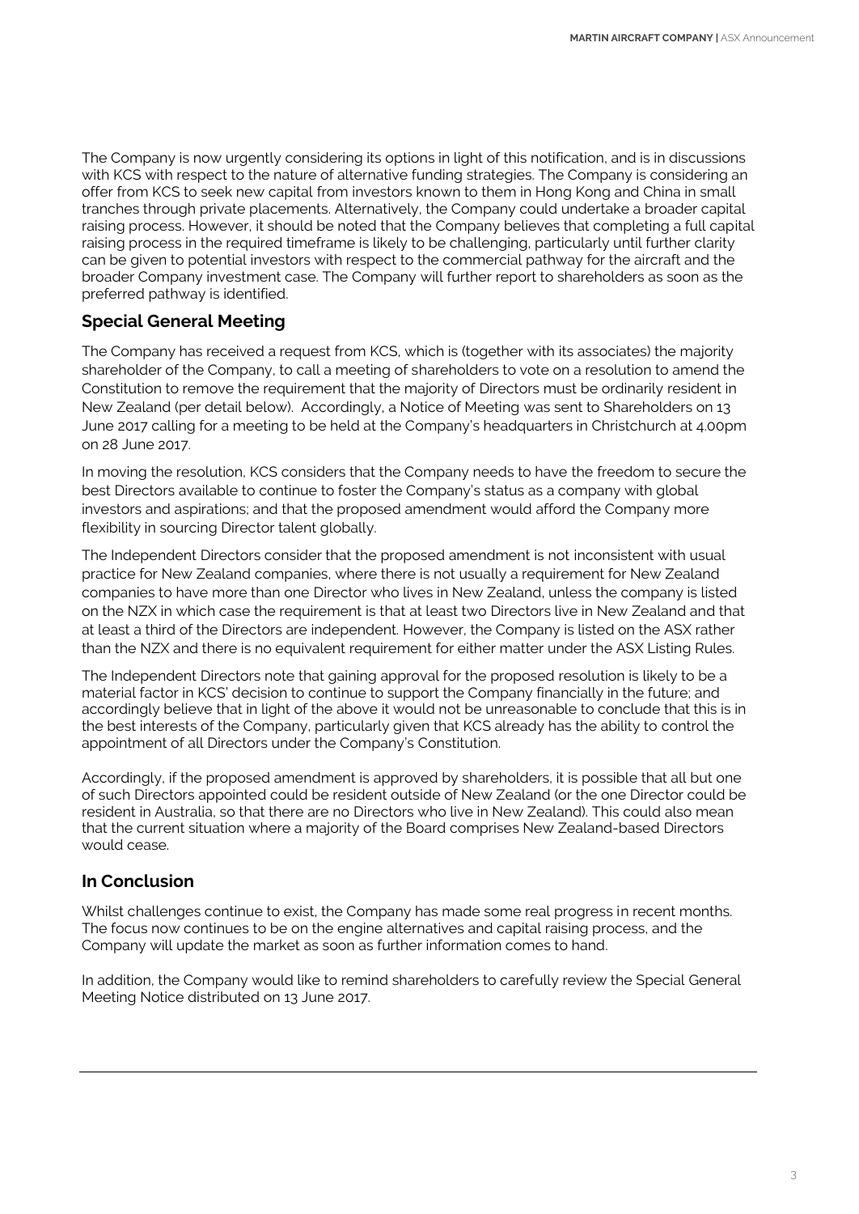The Company is now urgently considering its options in light of this notification, and is in discussions with KCS with respect to the nature of alternative funding strategies. The Company is considering an offer from KCS to seek new capital from investors known to them in Hong Kong and China in small tranches through private placements. Alternatively, the Company could undertake a broader capital raising process. However, it should be noted that the Company believes that completing a full capital raising process in the required timeframe is likely to be challenging, particularly until further clarity can be given to potential investors with respect to the commercial pathway for the aircraft and the broader Company investment case. The Company will further report to shareholders as soon as the preferred pathway is identified.

## Special General Meeting

The Company has received a request from KCS, which is (together with its associates) the majority shareholder of the Company, to call a meeting of shareholders to vote on a resolution to amend the Constitution to remove the requirement that the majority of Directors must be ordinarily resident in New Zealand (per detail below). Accordingly, a Notice of Meeting was sent to Shareholders on 13 June 2017 calling for a meeting to be held at the Company's headquarters in Christchurch at 4.00pm on 28 June 2017.

In moving the resolution, KCS considers that the Company needs to have the freedom to secure the best Directors available to continue to foster the Company's status as a company with global investors and aspirations; and that the proposed amendment would afford the Company more flexibility in sourcing Director talent globally.

The Independent Directors consider that the proposed amendment is not inconsistent with usual practice for New Zealand companies, where there is not usually a requirement for New Zealand companies to have more than one Director who lives in New Zealand, unless the company is listed on the NZX in which case the requirement is that at least two Directors live in New Zealand and that at least a third of the Directors are independent. However, the Company is listed on the ASX rather than the NZX and there is no equivalent requirement for either matter under the ASX Listing Rules.

The Independent Directors note that gaining approval for the proposed resolution is likely to be a material factor in KCS' decision to continue to support the Company financially in the future; and accordingly believe that in light of the above it would not be unreasonable to conclude that this is in the best interests of the Company, particularly given that KCS already has the ability to control the appointment of all Directors under the Company's Constitution.

Accordingly, if the proposed amendment is approved by shareholders, it is possible that all but one of such Directors appointed could be resident outside of New Zealand (or the one Director could be resident in Australia, so that there are no Directors who live in New Zealand). This could also mean that the current situation where a majority of the Board comprises New Zealand-based Directors would cease.

## In Conclusion

Whilst challenges continue to exist, the Company has made some real progress in recent months. The focus now continues to be on the engine alternatives and capital raising process, and the Company will update the market as soon as further information comes to hand.

In addition, the Company would like to remind shareholders to carefully review the Special General Meeting Notice distributed on 13 June 2017.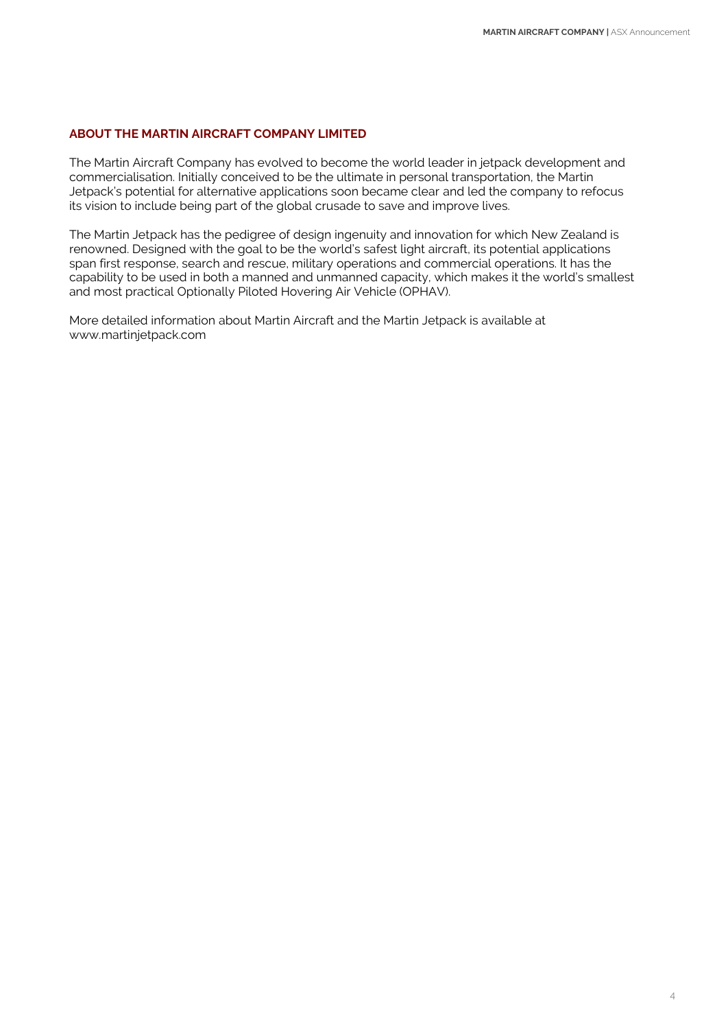## ABOUT THE MARTIN AIRCRAFT COMPANY LIMITED

The Martin Aircraft Company has evolved to become the world leader in jetpack development and commercialisation. Initially conceived to be the ultimate in personal transportation, the Martin Jetpack's potential for alternative applications soon became clear and led the company to refocus its vision to include being part of the global crusade to save and improve lives.

The Martin Jetpack has the pedigree of design ingenuity and innovation for which New Zealand is renowned. Designed with the goal to be the world's safest light aircraft, its potential applications span first response, search and rescue, military operations and commercial operations. It has the capability to be used in both a manned and unmanned capacity, which makes it the world's smallest and most practical Optionally Piloted Hovering Air Vehicle (OPHAV).

More detailed information about Martin Aircraft and the Martin Jetpack is available at www.martinjetpack.com